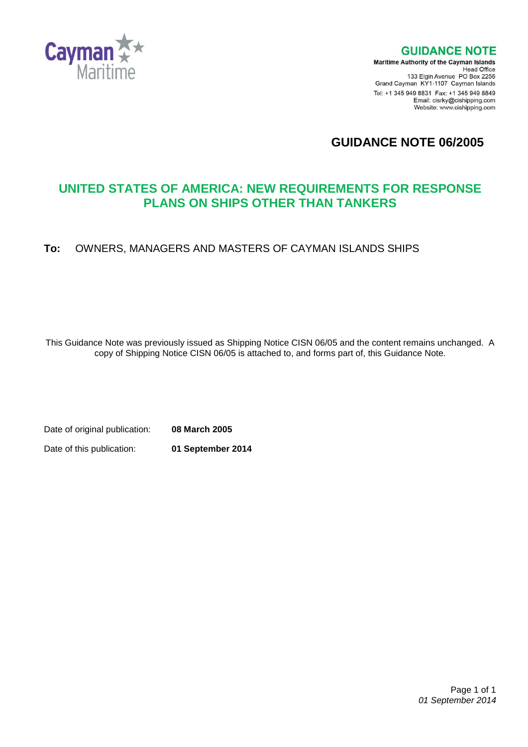Cayman Maritime

**GUIDANCE NOTE**

**Maritime Authority of the Cayman Islands**
Head Office
133 Elgin Avenue PO Box 2256
Grand Cayman KY1-1107 Cayman Islands
Tel: +1 345 949 8831 Fax: +1 345 949 8849
Email: cisrky@cishipping.com
Website: www.cishipping.com

# GUIDANCE NOTE 06/2005

## UNITED STATES OF AMERICA: NEW REQUIREMENTS FOR RESPONSE PLANS ON SHIPS OTHER THAN TANKERS

**To:** OWNERS, MANAGERS AND MASTERS OF CAYMAN ISLANDS SHIPS

This Guidance Note was previously issued as Shipping Notice CISN 06/05 and the content remains unchanged. A copy of Shipping Notice CISN 06/05 is attached to, and forms part of, this Guidance Note.

Date of original publication: **08 March 2005**

Date of this publication: **01 September 2014**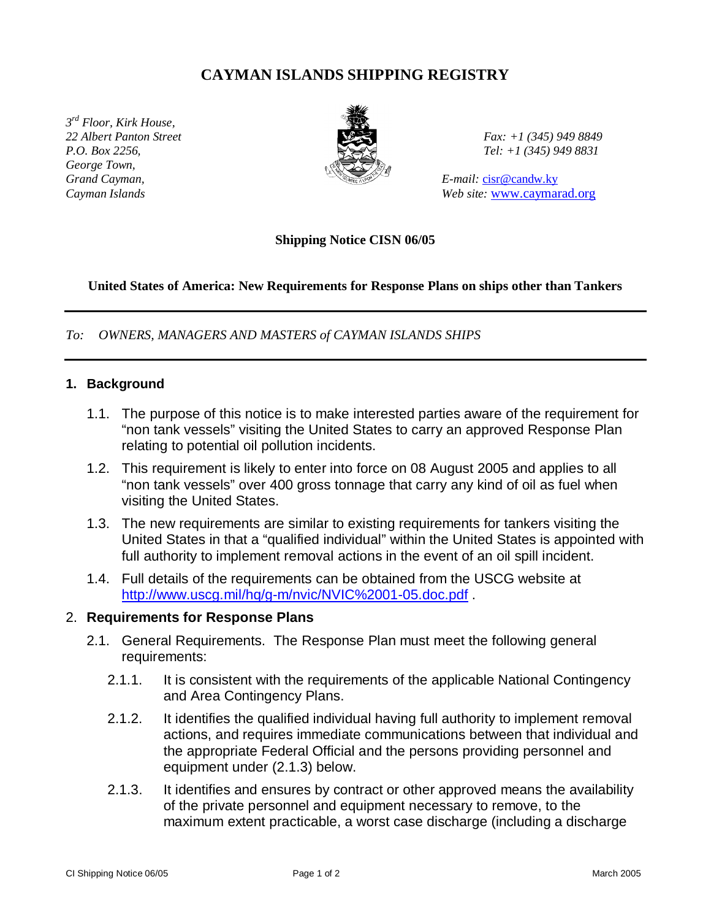# CAYMAN ISLANDS SHIPPING REGISTRY

*3rd Floor, Kirk House,*
*22 Albert Panton Street*
*P.O. Box 2256,*
*George Town,*
*Grand Cayman,*
*Cayman Islands*

*Fax: +1 (345) 949 8849*
*Tel: +1 (345) 949 8831*

*E-mail:* cisr@candw.ky
*Web site:* www.caymarad.org

**Shipping Notice CISN 06/05**

**United States of America: New Requirements for Response Plans on ships other than Tankers**

---

*To: OWNERS, MANAGERS AND MASTERS of CAYMAN ISLANDS SHIPS*

---

## 1. Background

1.1. The purpose of this notice is to make interested parties aware of the requirement for "non tank vessels" visiting the United States to carry an approved Response Plan relating to potential oil pollution incidents.

1.2. This requirement is likely to enter into force on 08 August 2005 and applies to all "non tank vessels" over 400 gross tonnage that carry any kind of oil as fuel when visiting the United States.

1.3. The new requirements are similar to existing requirements for tankers visiting the United States in that a "qualified individual" within the United States is appointed with full authority to implement removal actions in the event of an oil spill incident.

1.4. Full details of the requirements can be obtained from the USCG website at http://www.uscg.mil/hq/g-m/nvic/NVIC%2001-05.doc.pdf .

## 2. Requirements for Response Plans

2.1. General Requirements. The Response Plan must meet the following general requirements:

2.1.1. It is consistent with the requirements of the applicable National Contingency and Area Contingency Plans.

2.1.2. It identifies the qualified individual having full authority to implement removal actions, and requires immediate communications between that individual and the appropriate Federal Official and the persons providing personnel and equipment under (2.1.3) below.

2.1.3. It identifies and ensures by contract or other approved means the availability of the private personnel and equipment necessary to remove, to the maximum extent practicable, a worst case discharge (including a discharge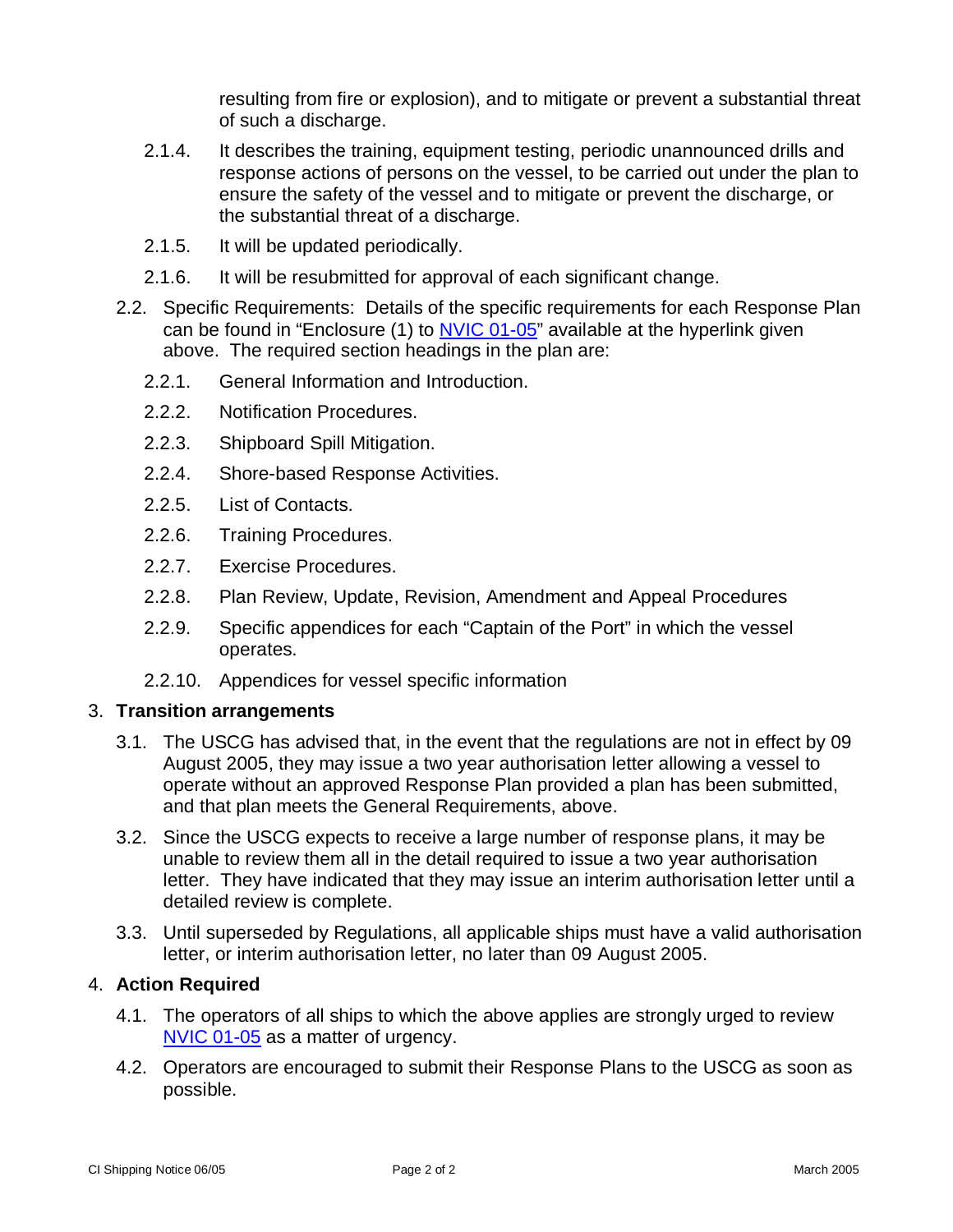resulting from fire or explosion), and to mitigate or prevent a substantial threat of such a discharge.

- 2.1.4. It describes the training, equipment testing, periodic unannounced drills and response actions of persons on the vessel, to be carried out under the plan to ensure the safety of the vessel and to mitigate or prevent the discharge, or the substantial threat of a discharge.
- 2.1.5. It will be updated periodically.
- 2.1.6. It will be resubmitted for approval of each significant change.

2.2. Specific Requirements: Details of the specific requirements for each Response Plan can be found in "Enclosure (1) to [NVIC 01-05]" available at the hyperlink given above. The required section headings in the plan are:

- 2.2.1. General Information and Introduction.
- 2.2.2. Notification Procedures.
- 2.2.3. Shipboard Spill Mitigation.
- 2.2.4. Shore-based Response Activities.
- 2.2.5. List of Contacts.
- 2.2.6. Training Procedures.
- 2.2.7. Exercise Procedures.
- 2.2.8. Plan Review, Update, Revision, Amendment and Appeal Procedures
- 2.2.9. Specific appendices for each "Captain of the Port" in which the vessel operates.
- 2.2.10. Appendices for vessel specific information

## 3. Transition arrangements

3.1. The USCG has advised that, in the event that the regulations are not in effect by 09 August 2005, they may issue a two year authorisation letter allowing a vessel to operate without an approved Response Plan provided a plan has been submitted, and that plan meets the General Requirements, above.

3.2. Since the USCG expects to receive a large number of response plans, it may be unable to review them all in the detail required to issue a two year authorisation letter. They have indicated that they may issue an interim authorisation letter until a detailed review is complete.

3.3. Until superseded by Regulations, all applicable ships must have a valid authorisation letter, or interim authorisation letter, no later than 09 August 2005.

## 4. Action Required

4.1. The operators of all ships to which the above applies are strongly urged to review [NVIC 01-05] as a matter of urgency.

4.2. Operators are encouraged to submit their Response Plans to the USCG as soon as possible.